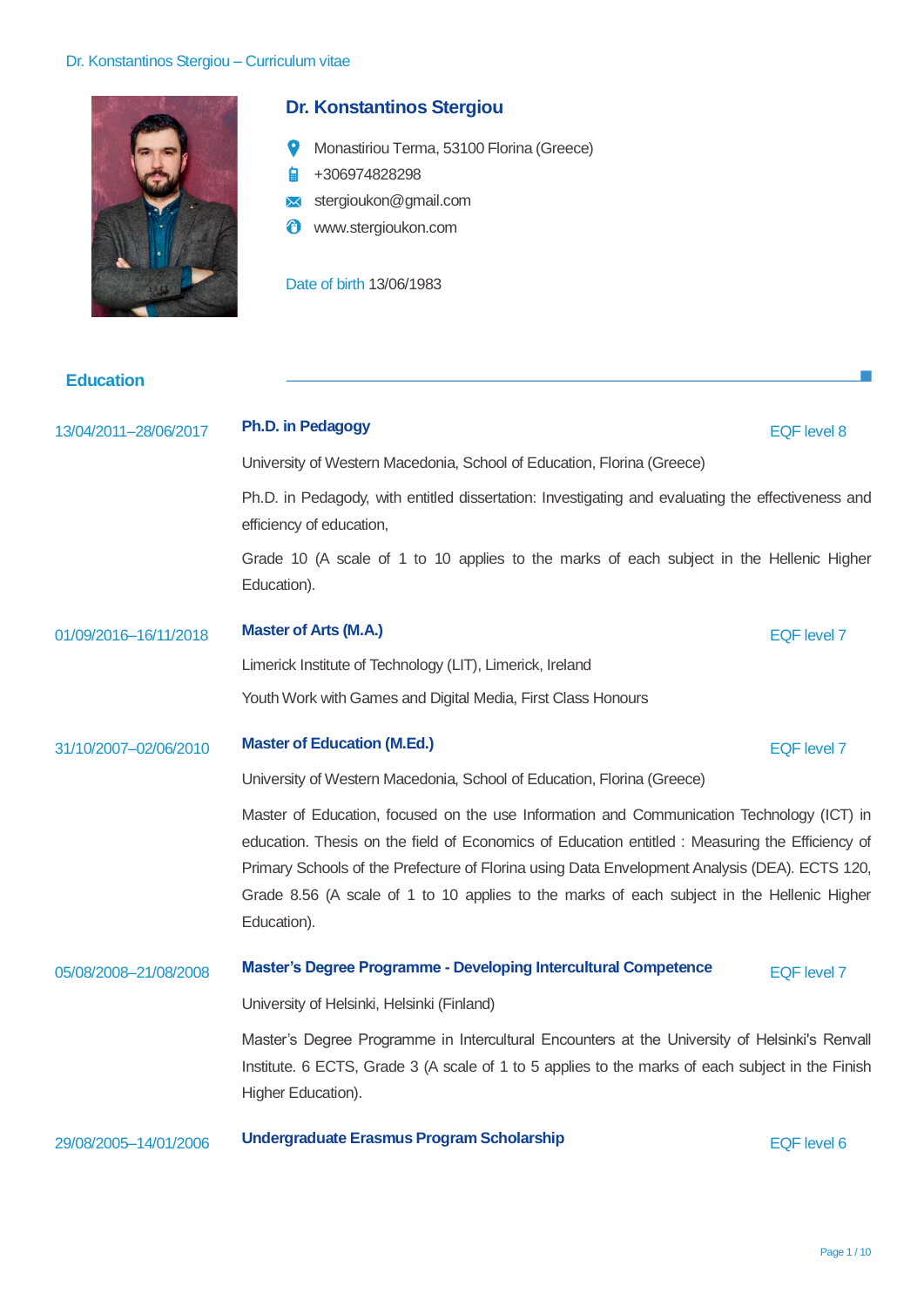# Dr. Konstantinos Stergiou

Monastiriou Terma, 53100 Florina (Greece)

+306974828298

stergioukon@gmail.com

www.stergioukon.com

Date of birth 13/06/1983

## Education

**13/04/2011–28/06/2017**

### Ph.D. in Pedagogy

EQF level 8

University of Western Macedonia, School of Education, Florina (Greece)

Ph.D. in Pedagody, with entitled dissertation: Investigating and evaluating the effectiveness and efficiency of education,

Grade 10 (A scale of 1 to 10 applies to the marks of each subject in the Hellenic Higher Education).

**01/09/2016–16/11/2018**

### Master of Arts (M.A.)

EQF level 7

Limerick Institute of Technology (LIT), Limerick, Ireland

Youth Work with Games and Digital Media, First Class Honours

**31/10/2007–02/06/2010**

### Master of Education (M.Ed.)

EQF level 7

University of Western Macedonia, School of Education, Florina (Greece)

Master of Education, focused on the use Information and Communication Technology (ICT) in education. Thesis on the field of Economics of Education entitled : Measuring the Efficiency of Primary Schools of the Prefecture of Florina using Data Envelopment Analysis (DEA). ECTS 120, Grade 8.56 (A scale of 1 to 10 applies to the marks of each subject in the Hellenic Higher Education).

**05/08/2008–21/08/2008**

### Master’s Degree Programme - Developing Intercultural Competence

EQF level 7

University of Helsinki, Helsinki (Finland)

Master’s Degree Programme in Intercultural Encounters at the University of Helsinki's Renvall Institute. 6 ECTS, Grade 3 (A scale of 1 to 5 applies to the marks of each subject in the Finish Higher Education).

**29/08/2005–14/01/2006**

### Undergraduate Erasmus Program Scholarship

EQF level 6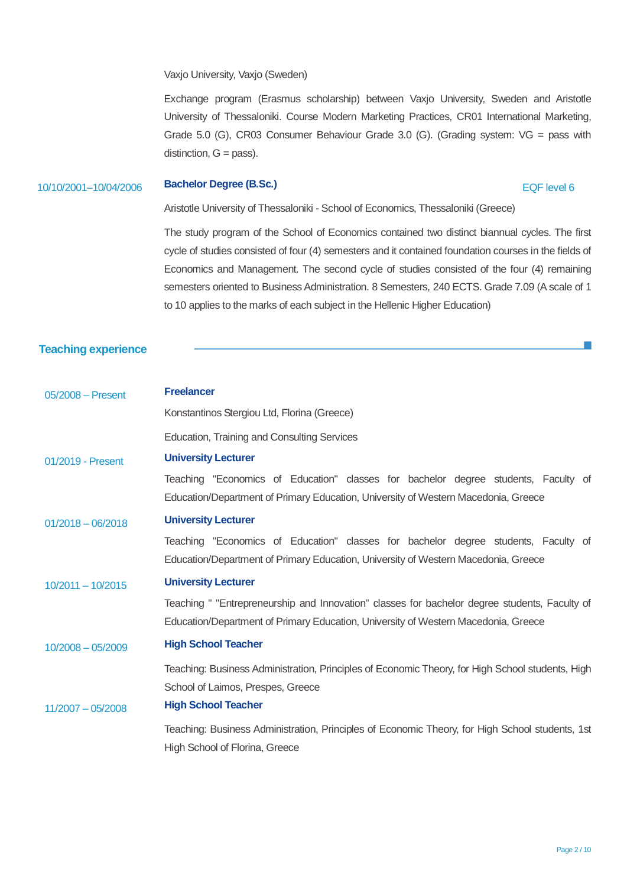Vaxjo University, Vaxjo (Sweden)

Exchange program (Erasmus scholarship) between Vaxjo University, Sweden and Aristotle University of Thessaloniki. Course Modern Marketing Practices, CR01 International Marketing, Grade 5.0 (G), CR03 Consumer Behaviour Grade 3.0 (G). (Grading system: VG = pass with distinction, G = pass).

10/10/2001–10/04/2006 **Bachelor Degree (B.Sc.)** EQF level 6

Aristotle University of Thessaloniki - School of Economics, Thessaloniki (Greece)

The study program of the School of Economics contained two distinct biannual cycles. The first cycle of studies consisted of four (4) semesters and it contained foundation courses in the fields of Economics and Management. The second cycle of studies consisted of the four (4) remaining semesters oriented to Business Administration. 8 Semesters, 240 ECTS. Grade 7.09 (A scale of 1 to 10 applies to the marks of each subject in the Hellenic Higher Education)

## Teaching experience

05/2008 – Present **Freelancer**

Konstantinos Stergiou Ltd, Florina (Greece)

Education, Training and Consulting Services

01/2019 - Present **University Lecturer**

Teaching "Economics of Education" classes for bachelor degree students, Faculty of Education/Department of Primary Education, University of Western Macedonia, Greece

01/2018 – 06/2018 **University Lecturer**

Teaching "Economics of Education" classes for bachelor degree students, Faculty of Education/Department of Primary Education, University of Western Macedonia, Greece

10/2011 – 10/2015 **University Lecturer**

Teaching " "Entrepreneurship and Innovation" classes for bachelor degree students, Faculty of Education/Department of Primary Education, University of Western Macedonia, Greece

10/2008 – 05/2009 **High School Teacher**

Teaching: Business Administration, Principles of Economic Theory, for High School students, High School of Laimos, Prespes, Greece

11/2007 – 05/2008 **High School Teacher**

Teaching: Business Administration, Principles of Economic Theory, for High School students, 1st High School of Florina, Greece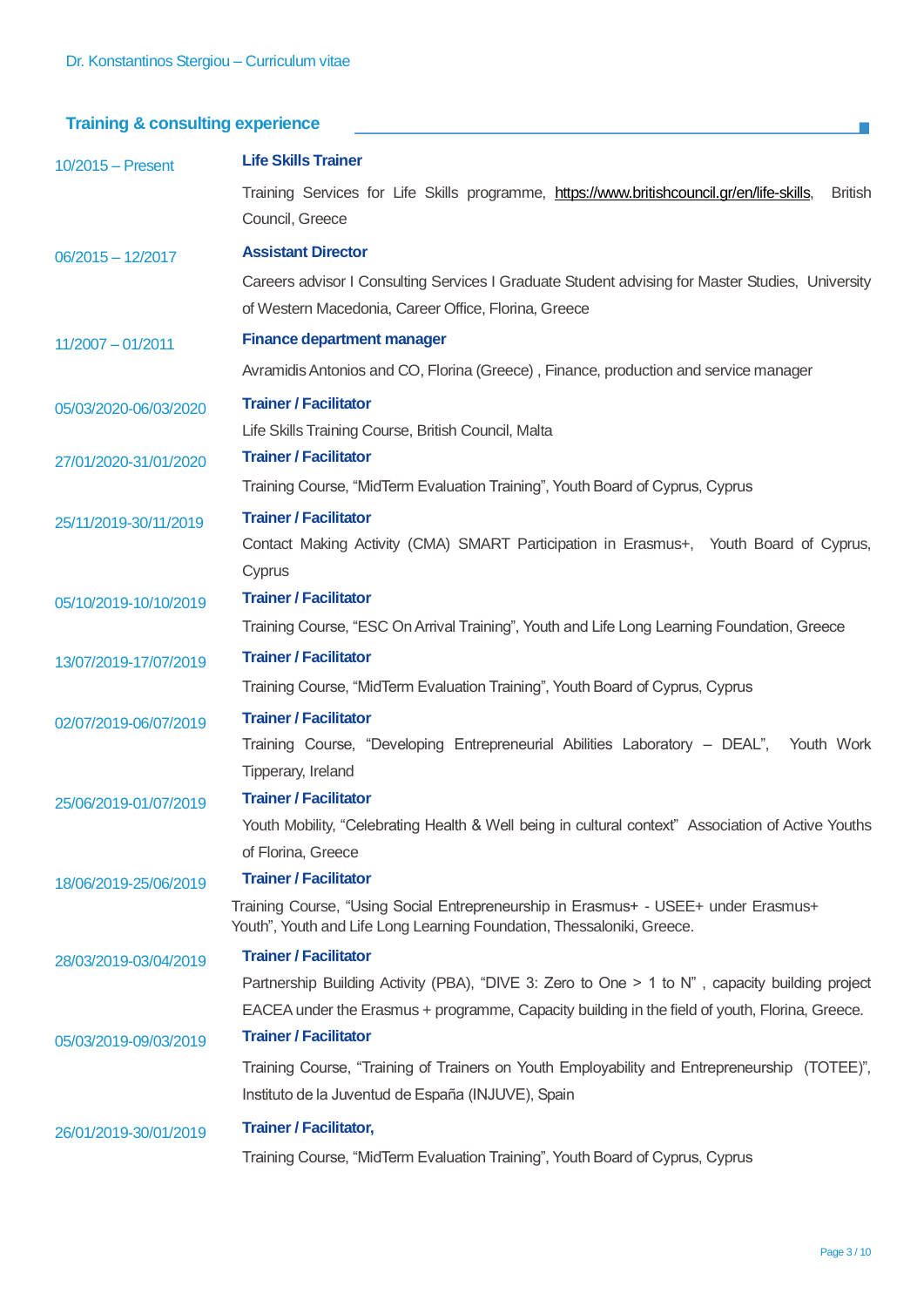## Training & consulting experience

**10/2015 – Present**

**Life Skills Trainer**

Training Services for Life Skills programme, https://www.britishcouncil.gr/en/life-skills, British Council, Greece

**06/2015 – 12/2017**

**Assistant Director**

Careers advisor I Consulting Services I Graduate Student advising for Master Studies, University of Western Macedonia, Career Office, Florina, Greece

**11/2007 – 01/2011**

**Finance department manager**

Avramidis Antonios and CO, Florina (Greece) , Finance, production and service manager

**05/03/2020-06/03/2020**

**Trainer / Facilitator**

Life Skills Training Course, British Council, Malta

**27/01/2020-31/01/2020**

**Trainer / Facilitator**

Training Course, "MidTerm Evaluation Training", Youth Board of Cyprus, Cyprus

**25/11/2019-30/11/2019**

**Trainer / Facilitator**

Contact Making Activity (CMA) SMART Participation in Erasmus+, Youth Board of Cyprus, Cyprus

**05/10/2019-10/10/2019**

**Trainer / Facilitator**

Training Course, "ESC On Arrival Training", Youth and Life Long Learning Foundation, Greece

**13/07/2019-17/07/2019**

**Trainer / Facilitator**

Training Course, "MidTerm Evaluation Training", Youth Board of Cyprus, Cyprus

**02/07/2019-06/07/2019**

**Trainer / Facilitator**

Training Course, "Developing Entrepreneurial Abilities Laboratory – DEAL", Youth Work Tipperary, Ireland

**25/06/2019-01/07/2019**

**Trainer / Facilitator**

Youth Mobility, "Celebrating Health & Well being in cultural context" Association of Active Youths of Florina, Greece

**18/06/2019-25/06/2019**

**Trainer / Facilitator**

Training Course, "Using Social Entrepreneurship in Erasmus+ - USEE+ under Erasmus+ Youth", Youth and Life Long Learning Foundation, Thessaloniki, Greece.

**28/03/2019-03/04/2019**

**Trainer / Facilitator**

Partnership Building Activity (PBA), "DIVE 3: Zero to One > 1 to N" , capacity building project EACEA under the Erasmus + programme, Capacity building in the field of youth, Florina, Greece.

**05/03/2019-09/03/2019**

**Trainer / Facilitator**

Training Course, "Training of Trainers on Youth Employability and Entrepreneurship (TOTEE)", Instituto de la Juventud de España (INJUVE), Spain

**26/01/2019-30/01/2019**

**Trainer / Facilitator,**

Training Course, "MidTerm Evaluation Training", Youth Board of Cyprus, Cyprus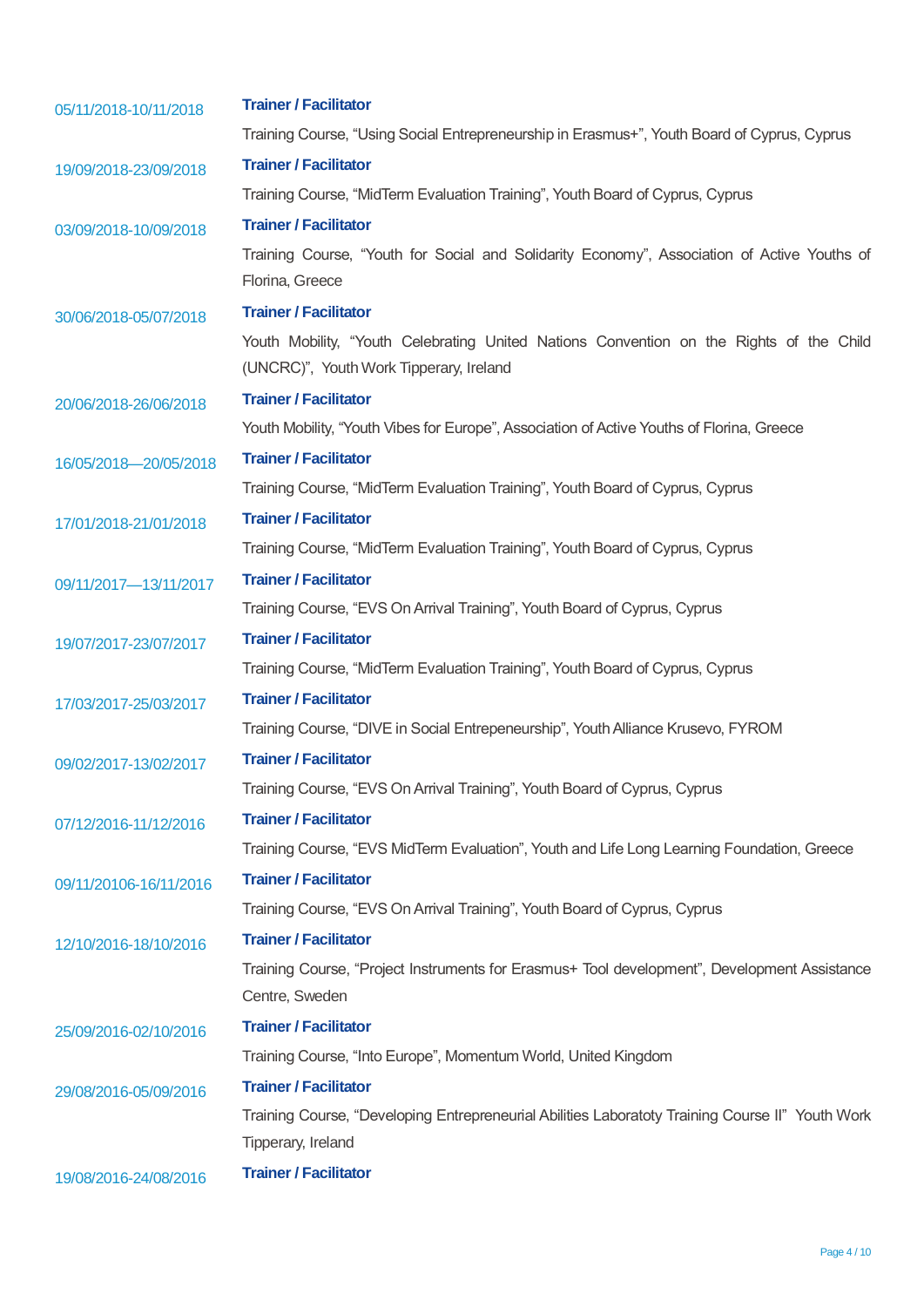05/11/2018-10/11/2018 **Trainer / Facilitator**

Training Course, “Using Social Entrepreneurship in Erasmus+”, Youth Board of Cyprus, Cyprus

19/09/2018-23/09/2018 **Trainer / Facilitator**

Training Course, “MidTerm Evaluation Training”, Youth Board of Cyprus, Cyprus

03/09/2018-10/09/2018 **Trainer / Facilitator**

Training Course, “Youth for Social and Solidarity Economy”, Association of Active Youths of Florina, Greece

30/06/2018-05/07/2018 **Trainer / Facilitator**

Youth Mobility, “Youth Celebrating United Nations Convention on the Rights of the Child (UNCRC)”, Youth Work Tipperary, Ireland

20/06/2018-26/06/2018 **Trainer / Facilitator**

Youth Mobility, “Youth Vibes for Europe”, Association of Active Youths of Florina, Greece

16/05/2018—20/05/2018 **Trainer / Facilitator**

Training Course, “MidTerm Evaluation Training”, Youth Board of Cyprus, Cyprus

17/01/2018-21/01/2018 **Trainer / Facilitator**

Training Course, “MidTerm Evaluation Training”, Youth Board of Cyprus, Cyprus

09/11/2017—13/11/2017 **Trainer / Facilitator**

Training Course, “EVS On Arrival Training”, Youth Board of Cyprus, Cyprus

19/07/2017-23/07/2017 **Trainer / Facilitator**

Training Course, “MidTerm Evaluation Training”, Youth Board of Cyprus, Cyprus

17/03/2017-25/03/2017 **Trainer / Facilitator**

Training Course, “DIVE in Social Entepreneurship”, Youth Alliance Krusevo, FYROM

09/02/2017-13/02/2017 **Trainer / Facilitator**

Training Course, “EVS On Arrival Training”, Youth Board of Cyprus, Cyprus

07/12/2016-11/12/2016 **Trainer / Facilitator**

Training Course, “EVS MidTerm Evaluation”, Youth and Life Long Learning Foundation, Greece

09/11/20106-16/11/2016 **Trainer / Facilitator**

Training Course, “EVS On Arrival Training”, Youth Board of Cyprus, Cyprus

12/10/2016-18/10/2016 **Trainer / Facilitator**

Training Course, “Project Instruments for Erasmus+ Tool development”, Development Assistance Centre, Sweden

25/09/2016-02/10/2016 **Trainer / Facilitator**

Training Course, “Into Europe”, Momentum World, United Kingdom

29/08/2016-05/09/2016 **Trainer / Facilitator**

Training Course, “Developing Entrepreneurial Abilities Laboratoty Training Course II” Youth Work Tipperary, Ireland

19/08/2016-24/08/2016 **Trainer / Facilitator**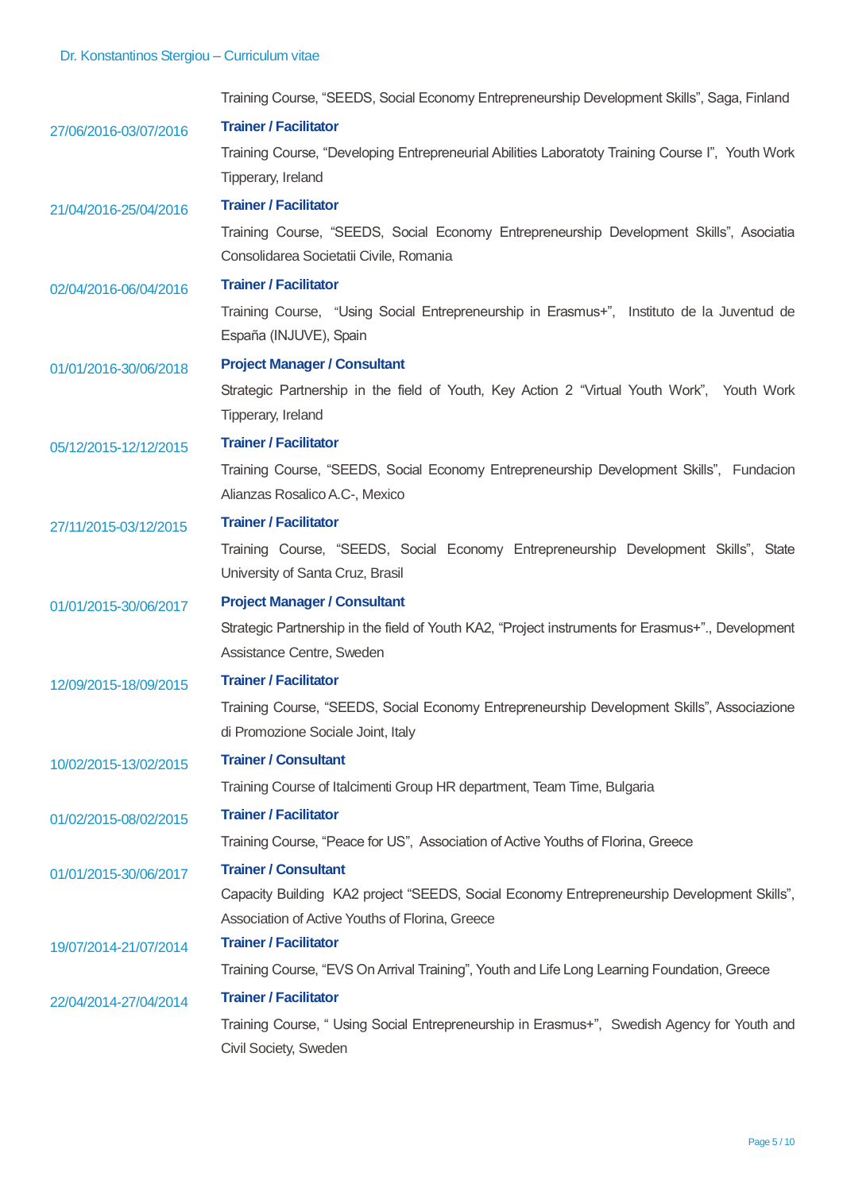Training Course, “SEEDS, Social Economy Entrepreneurship Development Skills”, Saga, Finland

27/06/2016-03/07/2016 **Trainer / Facilitator**

Training Course, “Developing Entrepreneurial Abilities Laboratoty Training Course I”, Youth Work Tipperary, Ireland

21/04/2016-25/04/2016 **Trainer / Facilitator**

Training Course, “SEEDS, Social Economy Entrepreneurship Development Skills”, Asociatia Consolidarea Societatii Civile, Romania

02/04/2016-06/04/2016 **Trainer / Facilitator**

Training Course, “Using Social Entrepreneurship in Erasmus+”, Instituto de la Juventud de España (INJUVE), Spain

01/01/2016-30/06/2018 **Project Manager / Consultant**

Strategic Partnership in the field of Youth, Key Action 2 “Virtual Youth Work”, Youth Work Tipperary, Ireland

05/12/2015-12/12/2015 **Trainer / Facilitator**

Training Course, “SEEDS, Social Economy Entrepreneurship Development Skills”, Fundacion Alianzas Rosalico A.C-, Mexico

27/11/2015-03/12/2015 **Trainer / Facilitator**

Training Course, “SEEDS, Social Economy Entrepreneurship Development Skills”, State University of Santa Cruz, Brasil

01/01/2015-30/06/2017 **Project Manager / Consultant**

Strategic Partnership in the field of Youth KA2, “Project instruments for Erasmus+”., Development Assistance Centre, Sweden

12/09/2015-18/09/2015 **Trainer / Facilitator**

Training Course, “SEEDS, Social Economy Entrepreneurship Development Skills”, Associazione di Promozione Sociale Joint, Italy

10/02/2015-13/02/2015 **Trainer / Consultant**

Training Course of Italcimenti Group HR department, Team Time, Bulgaria

01/02/2015-08/02/2015 **Trainer / Facilitator**

Training Course, “Peace for US”, Association of Active Youths of Florina, Greece

01/01/2015-30/06/2017 **Trainer / Consultant**

Capacity Building KA2 project “SEEDS, Social Economy Entrepreneurship Development Skills”, Association of Active Youths of Florina, Greece

19/07/2014-21/07/2014 **Trainer / Facilitator**

Training Course, “EVS On Arrival Training”, Youth and Life Long Learning Foundation, Greece

22/04/2014-27/04/2014 **Trainer / Facilitator**

Training Course, “ Using Social Entrepreneurship in Erasmus+”, Swedish Agency for Youth and Civil Society, Sweden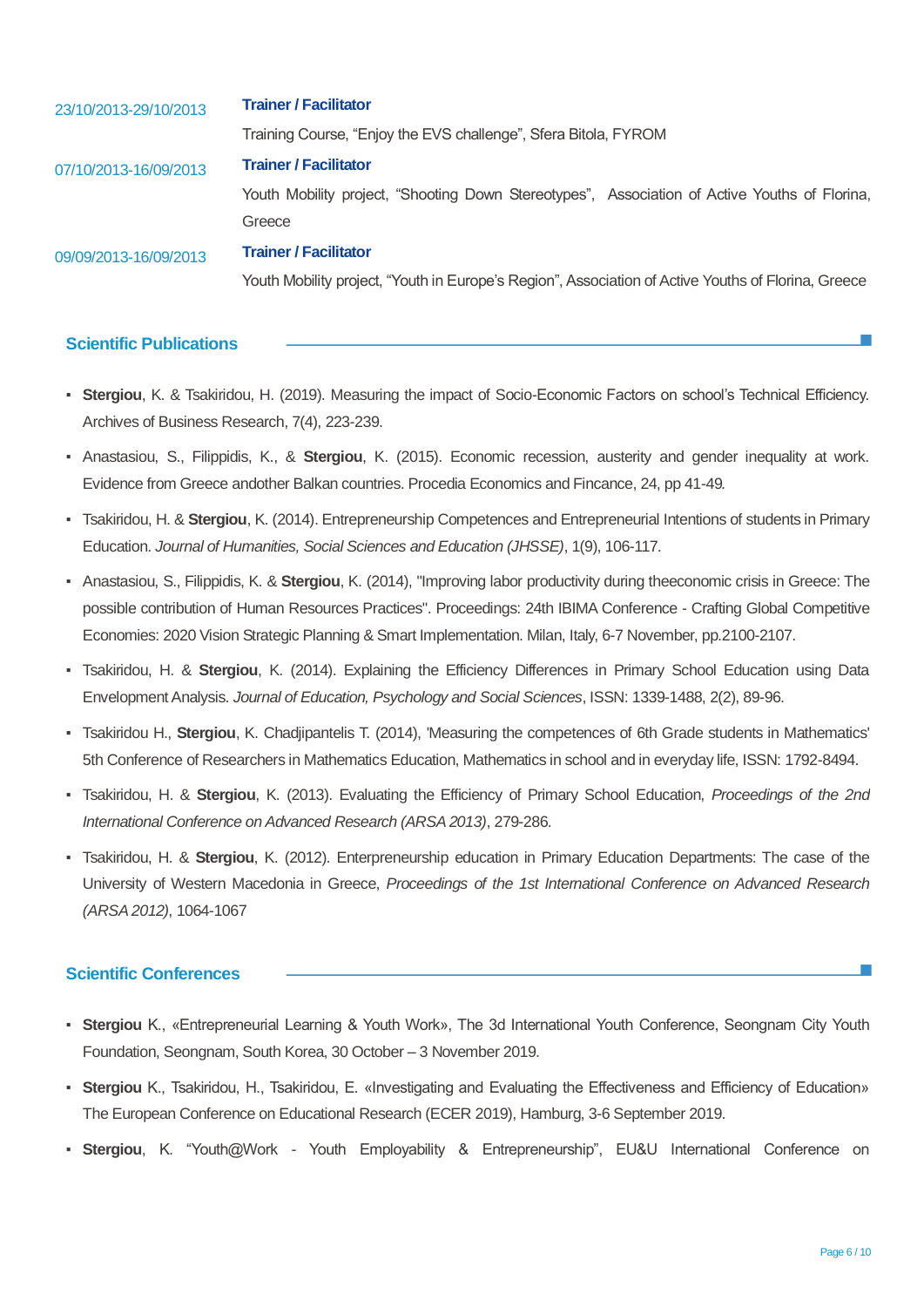23/10/2013-29/10/2013 **Trainer / Facilitator**

Training Course, “Enjoy the EVS challenge”, Sfera Bitola, FYROM

07/10/2013-16/09/2013 **Trainer / Facilitator**

Youth Mobility project, “Shooting Down Stereotypes”, Association of Active Youths of Florina, Greece

09/09/2013-16/09/2013 **Trainer / Facilitator**

Youth Mobility project, “Youth in Europe’s Region”, Association of Active Youths of Florina, Greece

## Scientific Publications

- **Stergiou**, K. & Tsakiridou, H. (2019). Measuring the impact of Socio-Economic Factors on school’s Technical Efficiency. Archives of Business Research, 7(4), 223-239.
- Anastasiou, S., Filippidis, K., & **Stergiou**, K. (2015). Economic recession, austerity and gender inequality at work. Evidence from Greece andother Balkan countries. Procedia Economics and Fincance, 24, pp 41-49.
- Tsakiridou, H. & **Stergiou**, K. (2014). Entrepreneurship Competences and Entrepreneurial Intentions of students in Primary Education. *Journal of Humanities, Social Sciences and Education (JHSSE)*, 1(9), 106-117.
- Anastasiou, S., Filippidis, K. & **Stergiou**, K. (2014), "Improving labor productivity during theeconomic crisis in Greece: The possible contribution of Human Resources Practices". Proceedings: 24th IBIMA Conference - Crafting Global Competitive Economies: 2020 Vision Strategic Planning & Smart Implementation. Milan, Italy, 6-7 November, pp.2100-2107.
- Tsakiridou, H. & **Stergiou**, K. (2014). Explaining the Efficiency Differences in Primary School Education using Data Envelopment Analysis. *Journal of Education, Psychology and Social Sciences*, ISSN: 1339-1488, 2(2), 89-96.
- Tsakiridou H., **Stergiou**, K. Chadjipantelis T. (2014), 'Measuring the competences of 6th Grade students in Mathematics' 5th Conference of Researchers in Mathematics Education, Mathematics in school and in everyday life, ISSN: 1792-8494.
- Tsakiridou, H. & **Stergiou**, K. (2013). Evaluating the Efficiency of Primary School Education, *Proceedings of the 2nd International Conference on Advanced Research (ARSA 2013)*, 279-286.
- Tsakiridou, H. & **Stergiou**, K. (2012). Enterpreneurship education in Primary Education Departments: The case of the University of Western Macedonia in Greece, *Proceedings of the 1st International Conference on Advanced Research (ARSA 2012)*, 1064-1067

## Scientific Conferences

- **Stergiou** K., «Entrepreneurial Learning & Youth Work», The 3d International Youth Conference, Seongnam City Youth Foundation, Seongnam, South Korea, 30 October – 3 November 2019.
- **Stergiou** K., Tsakiridou, H., Tsakiridou, E. «Investigating and Evaluating the Effectiveness and Efficiency of Education» The European Conference on Educational Research (ECER 2019), Hamburg, 3-6 September 2019.
- **Stergiou**, K. “Youth@Work - Youth Employability & Entrepreneurship”, EU&U International Conference on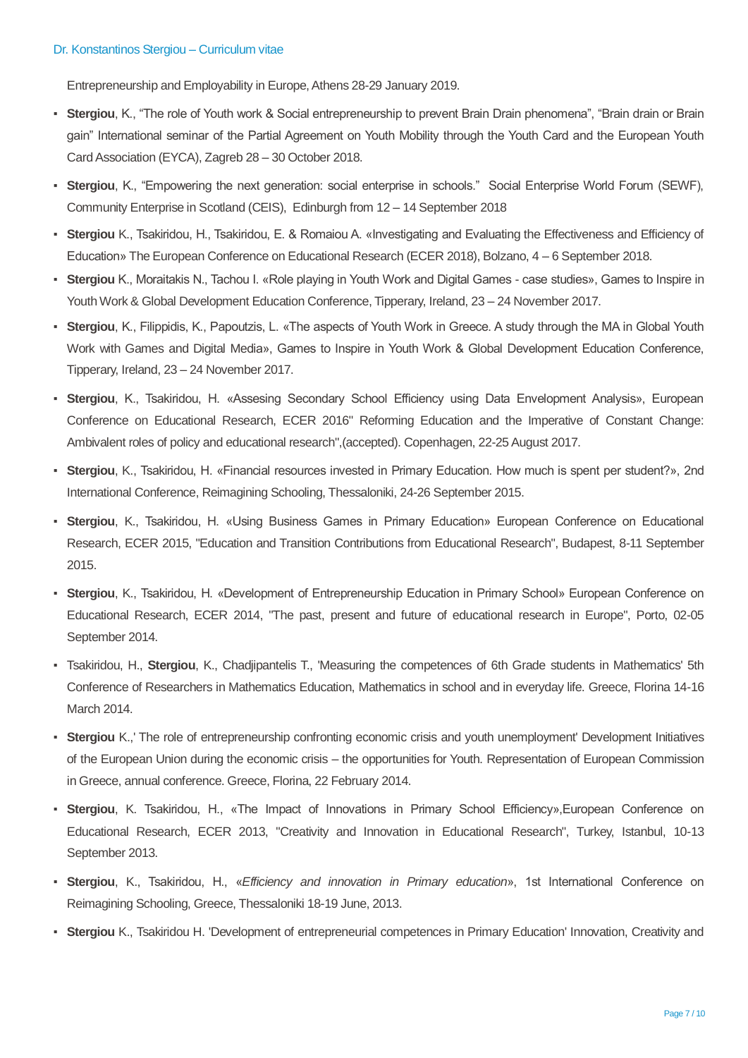Entrepreneurship and Employability in Europe, Athens 28-29 January 2019.

- **Stergiou**, K., “The role of Youth work & Social entrepreneurship to prevent Brain Drain phenomena”, “Brain drain or Brain gain” International seminar of the Partial Agreement on Youth Mobility through the Youth Card and the European Youth Card Association (EYCA), Zagreb 28 – 30 October 2018.
- **Stergiou**, K., “Empowering the next generation: social enterprise in schools.” Social Enterprise World Forum (SEWF), Community Enterprise in Scotland (CEIS), Edinburgh from 12 – 14 September 2018
- **Stergiou** K., Tsakiridou, H., Tsakiridou, E. & Romaiou A. «Investigating and Evaluating the Effectiveness and Efficiency of Education» The European Conference on Educational Research (ECER 2018), Bolzano, 4 – 6 September 2018.
- **Stergiou** K., Moraitakis N., Tachou I. «Role playing in Youth Work and Digital Games - case studies», Games to Inspire in Youth Work & Global Development Education Conference, Tipperary, Ireland, 23 – 24 November 2017.
- **Stergiou**, K., Filippidis, K., Papoutzis, L. «The aspects of Youth Work in Greece. A study through the MA in Global Youth Work with Games and Digital Media», Games to Inspire in Youth Work & Global Development Education Conference, Tipperary, Ireland, 23 – 24 November 2017.
- **Stergiou**, K., Tsakiridou, H. «Assesing Secondary School Efficiency using Data Envelopment Analysis», European Conference on Educational Research, ECER 2016'' Reforming Education and the Imperative of Constant Change: Ambivalent roles of policy and educational research'',(accepted). Copenhagen, 22-25 August 2017.
- **Stergiou**, K., Tsakiridou, H. «Financial resources invested in Primary Education. How much is spent per student?», 2nd International Conference, Reimagining Schooling, Thessaloniki, 24-26 September 2015.
- **Stergiou**, K., Tsakiridou, H. «Using Business Games in Primary Education» European Conference on Educational Research, ECER 2015, "Education and Transition Contributions from Educational Research", Budapest, 8-11 September 2015.
- **Stergiou**, K., Tsakiridou, H. «Development of Entrepreneurship Education in Primary School» European Conference on Educational Research, ECER 2014, "The past, present and future of educational research in Europe", Porto, 02-05 September 2014.
- Tsakiridou, H., **Stergiou**, K., Chadjipantelis T., 'Measuring the competences of 6th Grade students in Mathematics' 5th Conference of Researchers in Mathematics Education, Mathematics in school and in everyday life. Greece, Florina 14-16 March 2014.
- **Stergiou** K.,' The role of entrepreneurship confronting economic crisis and youth unemployment' Development Initiatives of the European Union during the economic crisis – the opportunities for Youth. Representation of European Commission in Greece, annual conference. Greece, Florina, 22 February 2014.
- **Stergiou**, K. Tsakiridou, H., «The Impact of Innovations in Primary School Efficiency»,European Conference on Educational Research, ECER 2013, "Creativity and Innovation in Educational Research", Turkey, Istanbul, 10-13 September 2013.
- **Stergiou**, K., Tsakiridou, H., «*Efficiency and innovation in Primary education*», 1st International Conference on Reimagining Schooling, Greece, Thessaloniki 18-19 June, 2013.
- **Stergiou** K., Tsakiridou H. 'Development of entrepreneurial competences in Primary Education' Innovation, Creativity and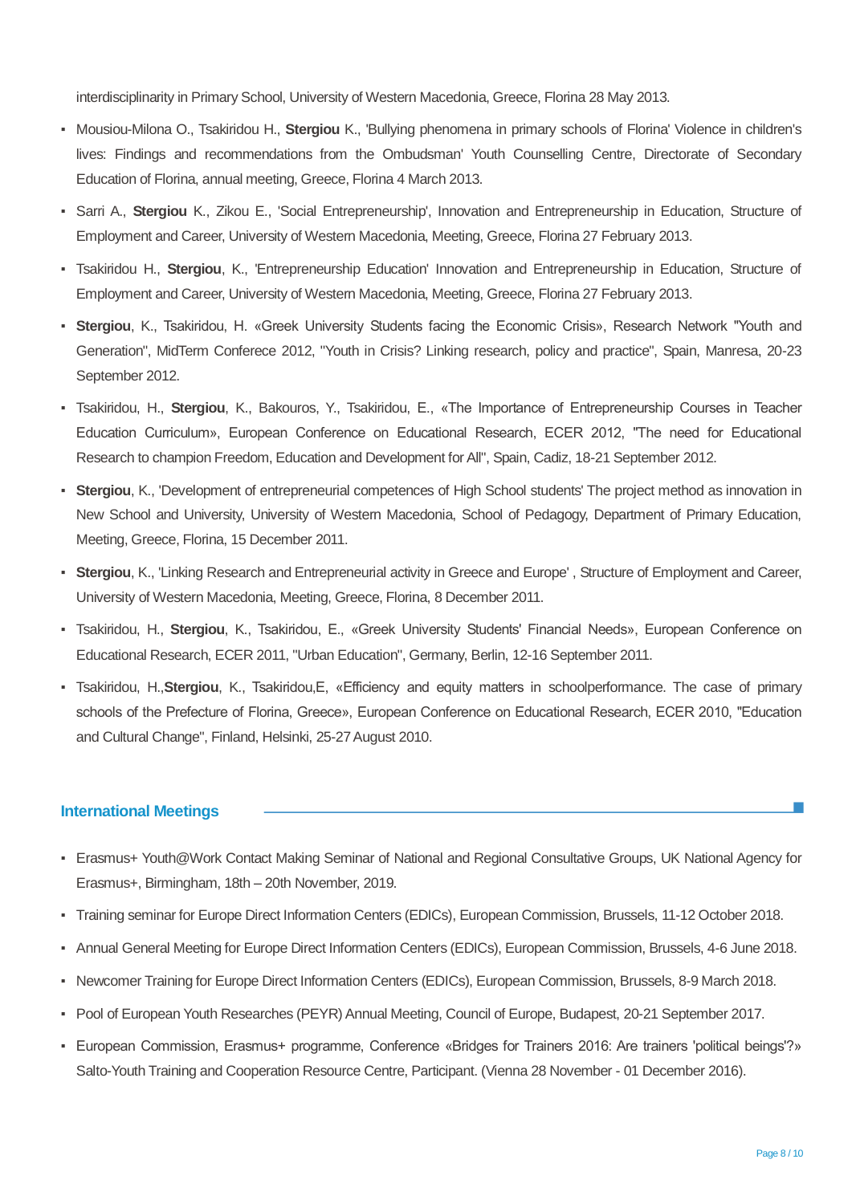interdisciplinarity in Primary School, University of Western Macedonia, Greece, Florina 28 May 2013.

- Mousiou-Milona O., Tsakiridou H., **Stergiou** K., 'Bullying phenomena in primary schools of Florina' Violence in children's lives: Findings and recommendations from the Ombudsman' Youth Counselling Centre, Directorate of Secondary Education of Florina, annual meeting, Greece, Florina 4 March 2013.
- Sarri A., **Stergiou** K., Zikou E., 'Social Entrepreneurship', Innovation and Entrepreneurship in Education, Structure of Employment and Career, University of Western Macedonia, Meeting, Greece, Florina 27 February 2013.
- Tsakiridou H., **Stergiou**, K., 'Entrepreneurship Education' Innovation and Entrepreneurship in Education, Structure of Employment and Career, University of Western Macedonia, Meeting, Greece, Florina 27 February 2013.
- **Stergiou**, K., Tsakiridou, H. «Greek University Students facing the Economic Crisis», Research Network "Youth and Generation", MidTerm Conferece 2012, "Youth in Crisis? Linking research, policy and practice", Spain, Manresa, 20-23 September 2012.
- Tsakiridou, H., **Stergiou**, K., Bakouros, Y., Tsakiridou, E., «The Importance of Entrepreneurship Courses in Teacher Education Curriculum», European Conference on Educational Research, ECER 2012, "The need for Educational Research to champion Freedom, Education and Development for All", Spain, Cadiz, 18-21 September 2012.
- **Stergiou**, K., 'Development of entrepreneurial competences of High School students' The project method as innovation in New School and University, University of Western Macedonia, School of Pedagogy, Department of Primary Education, Meeting, Greece, Florina, 15 December 2011.
- **Stergiou**, K., 'Linking Research and Entrepreneurial activity in Greece and Europe' , Structure of Employment and Career, University of Western Macedonia, Meeting, Greece, Florina, 8 December 2011.
- Tsakiridou, H., **Stergiou**, K., Tsakiridou, E., «Greek University Students' Financial Needs», European Conference on Educational Research, ECER 2011, "Urban Education", Germany, Berlin, 12-16 September 2011.
- Tsakiridou, H.,**Stergiou**, K., Tsakiridou,E, «Efficiency and equity matters in schoolperformance. The case of primary schools of the Prefecture of Florina, Greece», European Conference on Educational Research, ECER 2010, "Education and Cultural Change", Finland, Helsinki, 25-27 August 2010.

## International Meetings

- Erasmus+ Youth@Work Contact Making Seminar of National and Regional Consultative Groups, UK National Agency for Erasmus+, Birmingham, 18th – 20th November, 2019.
- Training seminar for Europe Direct Information Centers (EDICs), European Commission, Brussels, 11-12 October 2018.
- Annual General Meeting for Europe Direct Information Centers (EDICs), European Commission, Brussels, 4-6 June 2018.
- Newcomer Training for Europe Direct Information Centers (EDICs), European Commission, Brussels, 8-9 March 2018.
- Pool of European Youth Researches (PEYR) Annual Meeting, Council of Europe, Budapest, 20-21 September 2017.
- European Commission, Erasmus+ programme, Conference «Bridges for Trainers 2016: Are trainers 'political beings'?» Salto-Youth Training and Cooperation Resource Centre, Participant. (Vienna 28 November - 01 December 2016).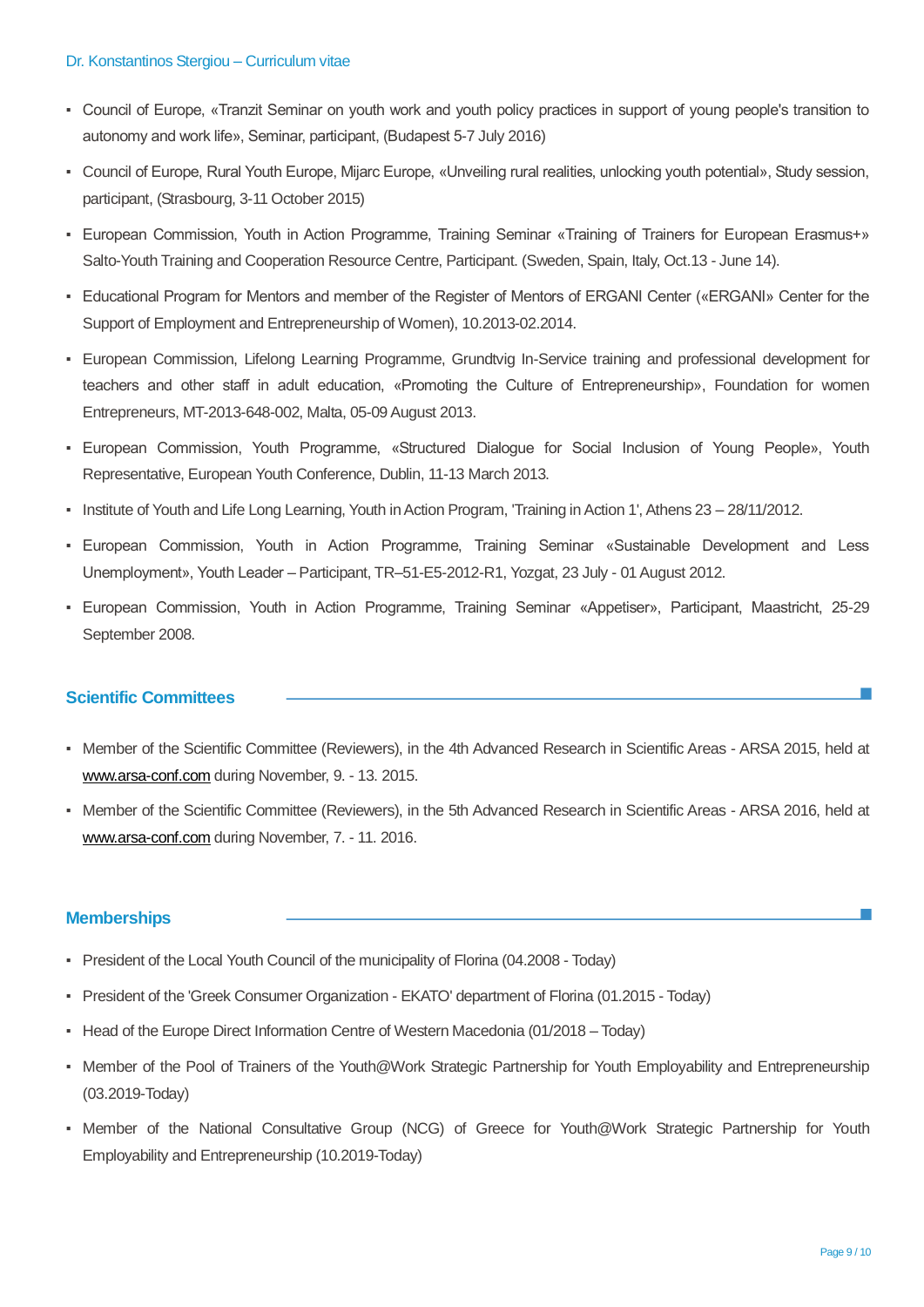- Council of Europe, «Tranzit Seminar on youth work and youth policy practices in support of young people's transition to autonomy and work life», Seminar, participant, (Budapest 5-7 July 2016)
- Council of Europe, Rural Youth Europe, Mijarc Europe, «Unveiling rural realities, unlocking youth potential», Study session, participant, (Strasbourg, 3-11 October 2015)
- European Commission, Youth in Action Programme, Training Seminar «Training of Trainers for European Erasmus+» Salto-Youth Training and Cooperation Resource Centre, Participant. (Sweden, Spain, Italy, Oct.13 - June 14).
- Educational Program for Mentors and member of the Register of Mentors of ERGANI Center («ERGANI» Center for the Support of Employment and Entrepreneurship of Women), 10.2013-02.2014.
- European Commission, Lifelong Learning Programme, Grundtvig In-Service training and professional development for teachers and other staff in adult education, «Promoting the Culture of Entrepreneurship», Foundation for women Entrepreneurs, MT-2013-648-002, Malta, 05-09 August 2013.
- European Commission, Youth Programme, «Structured Dialogue for Social Inclusion of Young People», Youth Representative, European Youth Conference, Dublin, 11-13 March 2013.
- Institute of Youth and Life Long Learning, Youth in Action Program, 'Training in Action 1', Athens 23 – 28/11/2012.
- European Commission, Youth in Action Programme, Training Seminar «Sustainable Development and Less Unemployment», Youth Leader – Participant, TR–51-E5-2012-R1, Yozgat, 23 July - 01 August 2012.
- European Commission, Youth in Action Programme, Training Seminar «Appetiser», Participant, Maastricht, 25-29 September 2008.

## Scientific Committees

- Member of the Scientific Committee (Reviewers), in the 4th Advanced Research in Scientific Areas - ARSA 2015, held at www.arsa-conf.com during November, 9. - 13. 2015.
- Member of the Scientific Committee (Reviewers), in the 5th Advanced Research in Scientific Areas - ARSA 2016, held at www.arsa-conf.com during November, 7. - 11. 2016.

## Memberships

- President of the Local Youth Council of the municipality of Florina (04.2008 - Today)
- President of the 'Greek Consumer Organization - EKATO' department of Florina (01.2015 - Today)
- Head of the Europe Direct Information Centre of Western Macedonia (01/2018 – Today)
- Member of the Pool of Trainers of the Youth@Work Strategic Partnership for Youth Employability and Entrepreneurship (03.2019-Today)
- Member of the National Consultative Group (NCG) of Greece for Youth@Work Strategic Partnership for Youth Employability and Entrepreneurship (10.2019-Today)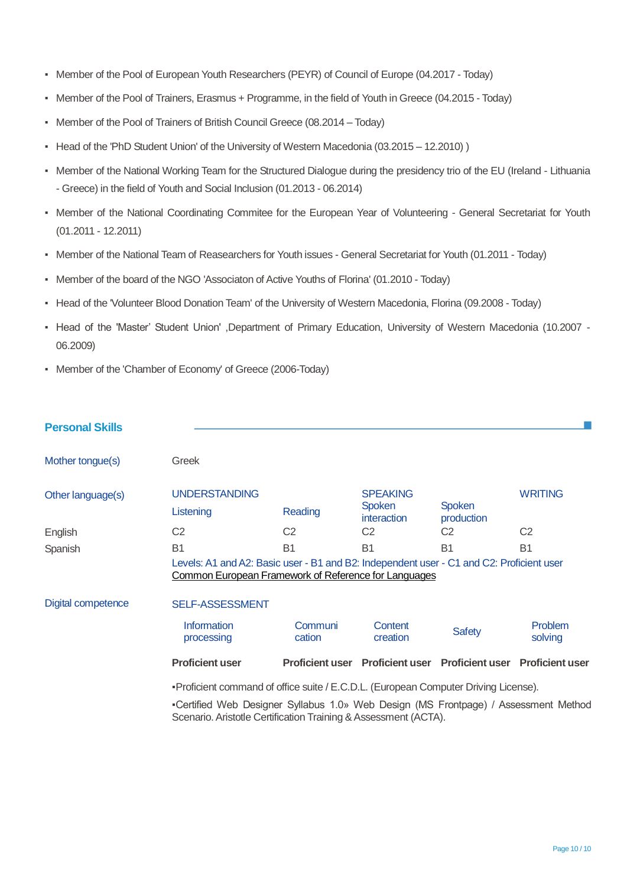- Member of the Pool of European Youth Researchers (PEYR) of Council of Europe (04.2017 - Today)
- Member of the Pool of Trainers, Erasmus + Programme, in the field of Youth in Greece (04.2015 - Today)
- Member of the Pool of Trainers of British Council Greece (08.2014 – Today)
- Head of the 'PhD Student Union' of the University of Western Macedonia (03.2015 – 12.2010) )
- Member of the National Working Team for the Structured Dialogue during the presidency trio of the EU (Ireland - Lithuania - Greece) in the field of Youth and Social Inclusion (01.2013 - 06.2014)
- Member of the National Coordinating Commitee for the European Year of Volunteering - General Secretariat for Youth (01.2011 - 12.2011)
- Member of the National Team of Reasearchers for Youth issues - General Secretariat for Youth (01.2011 - Today)
- Member of the board of the NGO 'Associaton of Active Youths of Florina' (01.2010 - Today)
- Head of the 'Volunteer Blood Donation Team' of the University of Western Macedonia, Florina (09.2008 - Today)
- Head of the 'Master' Student Union' ,Department of Primary Education, University of Western Macedonia (10.2007 - 06.2009)
- Member of the 'Chamber of Economy' of Greece (2006-Today)

## Personal Skills

**Mother tongue(s)** Greek

**Other language(s)**

| | UNDERSTANDING | | SPEAKING | | WRITING |
|---|---|---|---|---|---|
| | Listening | Reading | Spoken interaction | Spoken production | |
| English | C2 | C2 | C2 | C2 | C2 |
| Spanish | B1 | B1 | B1 | B1 | B1 |

Levels: A1 and A2: Basic user - B1 and B2: Independent user - C1 and C2: Proficient user
Common European Framework of Reference for Languages

**Digital competence**

SELF-ASSESSMENT

| Information processing | Communication | Content creation | Safety | Problem solving |
|---|---|---|---|---|
| **Proficient user** | **Proficient user** | **Proficient user** | **Proficient user** | **Proficient user** |

▪Proficient command of office suite / E.C.D.L. (European Computer Driving License).

▪Certified Web Designer Syllabus 1.0» Web Design (MS Frontpage) / Assessment Method Scenario. Aristotle Certification Training & Assessment (ACTA).